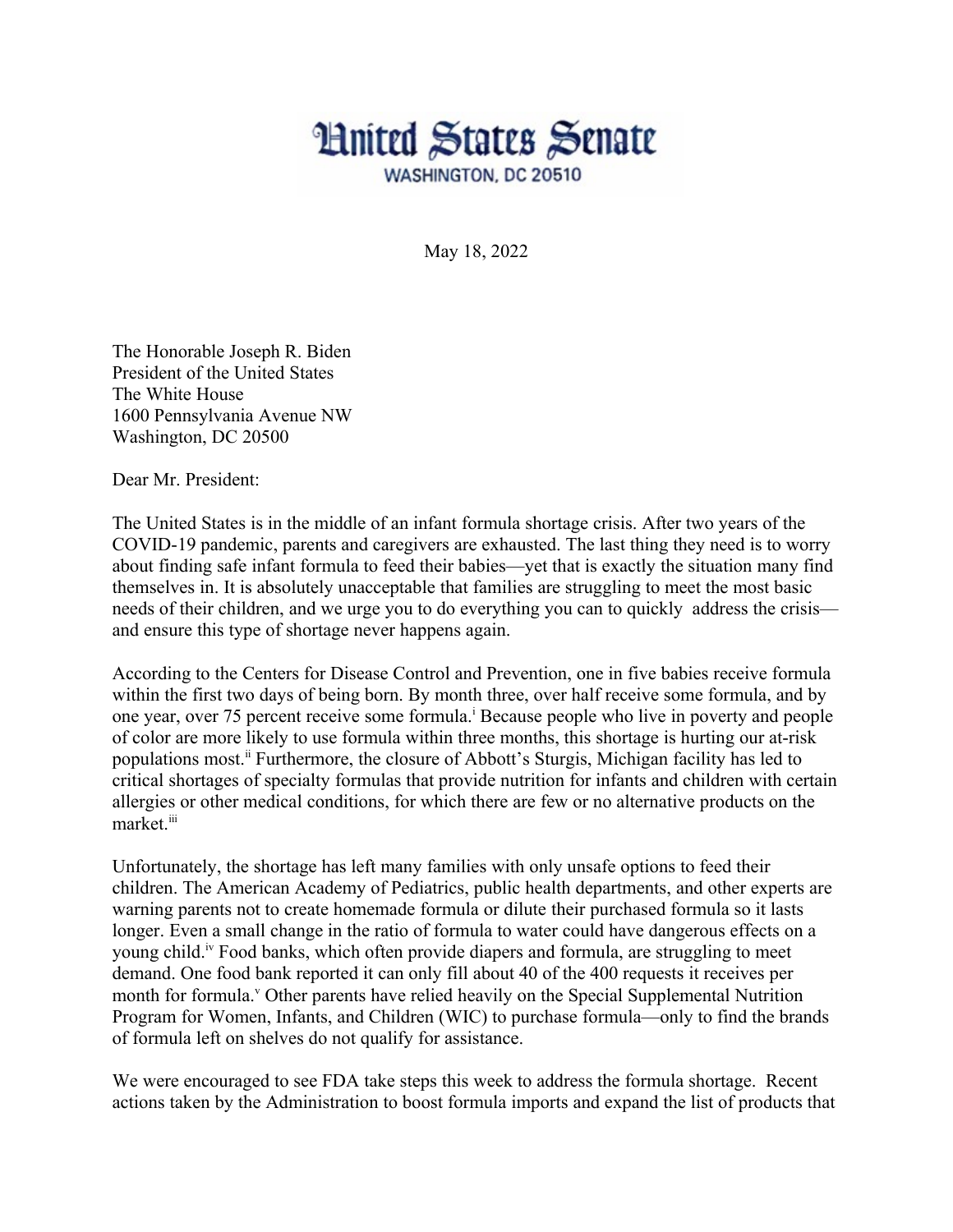# United States Senate

WASHINGTON, DC 20510

May 18, 2022

The Honorable Joseph R. Biden
President of the United States
The White House
1600 Pennsylvania Avenue NW
Washington, DC 20500

Dear Mr. President:

The United States is in the middle of an infant formula shortage crisis. After two years of the COVID-19 pandemic, parents and caregivers are exhausted. The last thing they need is to worry about finding safe infant formula to feed their babies—yet that is exactly the situation many find themselves in. It is absolutely unacceptable that families are struggling to meet the most basic needs of their children, and we urge you to do everything you can to quickly address the crisis—and ensure this type of shortage never happens again.

According to the Centers for Disease Control and Prevention, one in five babies receive formula within the first two days of being born. By month three, over half receive some formula, and by one year, over 75 percent receive some formula.[i] Because people who live in poverty and people of color are more likely to use formula within three months, this shortage is hurting our at-risk populations most.[ii] Furthermore, the closure of Abbott's Sturgis, Michigan facility has led to critical shortages of specialty formulas that provide nutrition for infants and children with certain allergies or other medical conditions, for which there are few or no alternative products on the market.[iii]

Unfortunately, the shortage has left many families with only unsafe options to feed their children. The American Academy of Pediatrics, public health departments, and other experts are warning parents not to create homemade formula or dilute their purchased formula so it lasts longer. Even a small change in the ratio of formula to water could have dangerous effects on a young child.[iv] Food banks, which often provide diapers and formula, are struggling to meet demand. One food bank reported it can only fill about 40 of the 400 requests it receives per month for formula.[v] Other parents have relied heavily on the Special Supplemental Nutrition Program for Women, Infants, and Children (WIC) to purchase formula—only to find the brands of formula left on shelves do not qualify for assistance.

We were encouraged to see FDA take steps this week to address the formula shortage. Recent actions taken by the Administration to boost formula imports and expand the list of products that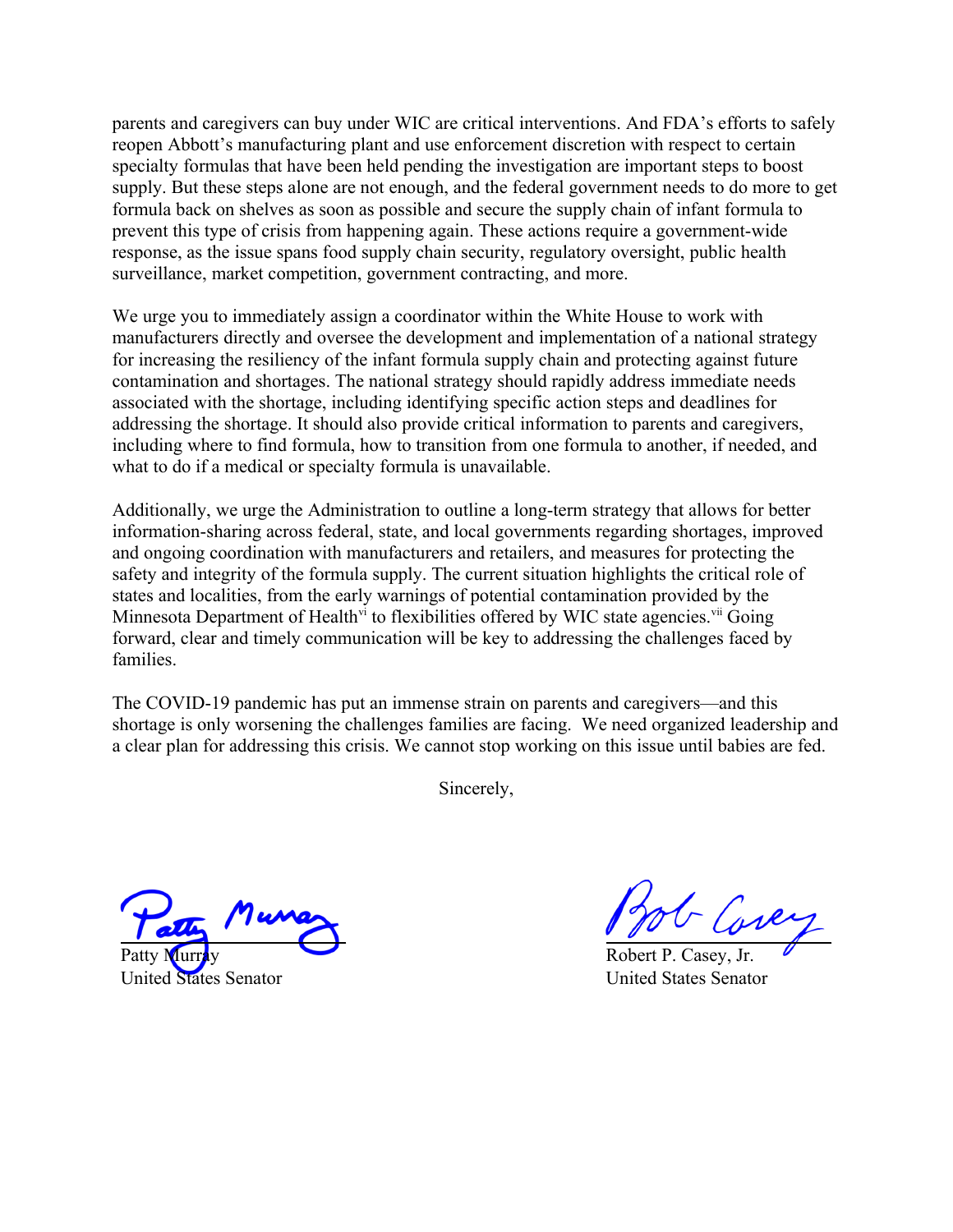parents and caregivers can buy under WIC are critical interventions. And FDA's efforts to safely reopen Abbott's manufacturing plant and use enforcement discretion with respect to certain specialty formulas that have been held pending the investigation are important steps to boost supply. But these steps alone are not enough, and the federal government needs to do more to get formula back on shelves as soon as possible and secure the supply chain of infant formula to prevent this type of crisis from happening again. These actions require a government-wide response, as the issue spans food supply chain security, regulatory oversight, public health surveillance, market competition, government contracting, and more.

We urge you to immediately assign a coordinator within the White House to work with manufacturers directly and oversee the development and implementation of a national strategy for increasing the resiliency of the infant formula supply chain and protecting against future contamination and shortages. The national strategy should rapidly address immediate needs associated with the shortage, including identifying specific action steps and deadlines for addressing the shortage. It should also provide critical information to parents and caregivers, including where to find formula, how to transition from one formula to another, if needed, and what to do if a medical or specialty formula is unavailable.

Additionally, we urge the Administration to outline a long-term strategy that allows for better information-sharing across federal, state, and local governments regarding shortages, improved and ongoing coordination with manufacturers and retailers, and measures for protecting the safety and integrity of the formula supply. The current situation highlights the critical role of states and localities, from the early warnings of potential contamination provided by the Minnesota Department of Health[vi] to flexibilities offered by WIC state agencies.[vii] Going forward, clear and timely communication will be key to addressing the challenges faced by families.

The COVID-19 pandemic has put an immense strain on parents and caregivers—and this shortage is only worsening the challenges families are facing. We need organized leadership and a clear plan for addressing this crisis. We cannot stop working on this issue until babies are fed.

Sincerely,

Patty Murray
United States Senator

Robert P. Casey, Jr.
United States Senator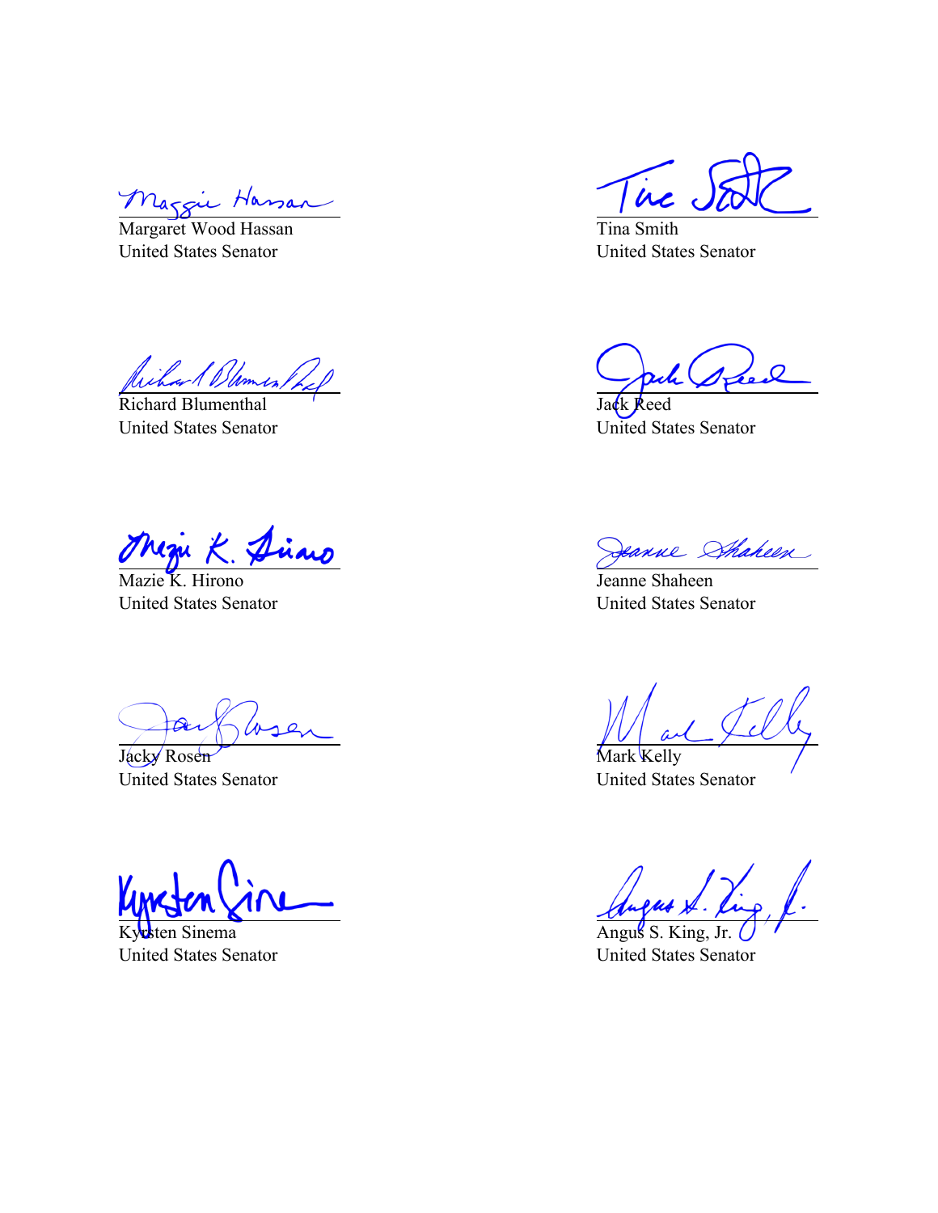Margaret Wood Hassan
United States Senator

Tina Smith
United States Senator

Richard Blumenthal
United States Senator

Jack Reed
United States Senator

Mazie K. Hirono
United States Senator

Jeanne Shaheen
United States Senator

Jacky Rosen
United States Senator

Mark Kelly
United States Senator

Kyrsten Sinema
United States Senator

Angus S. King, Jr.
United States Senator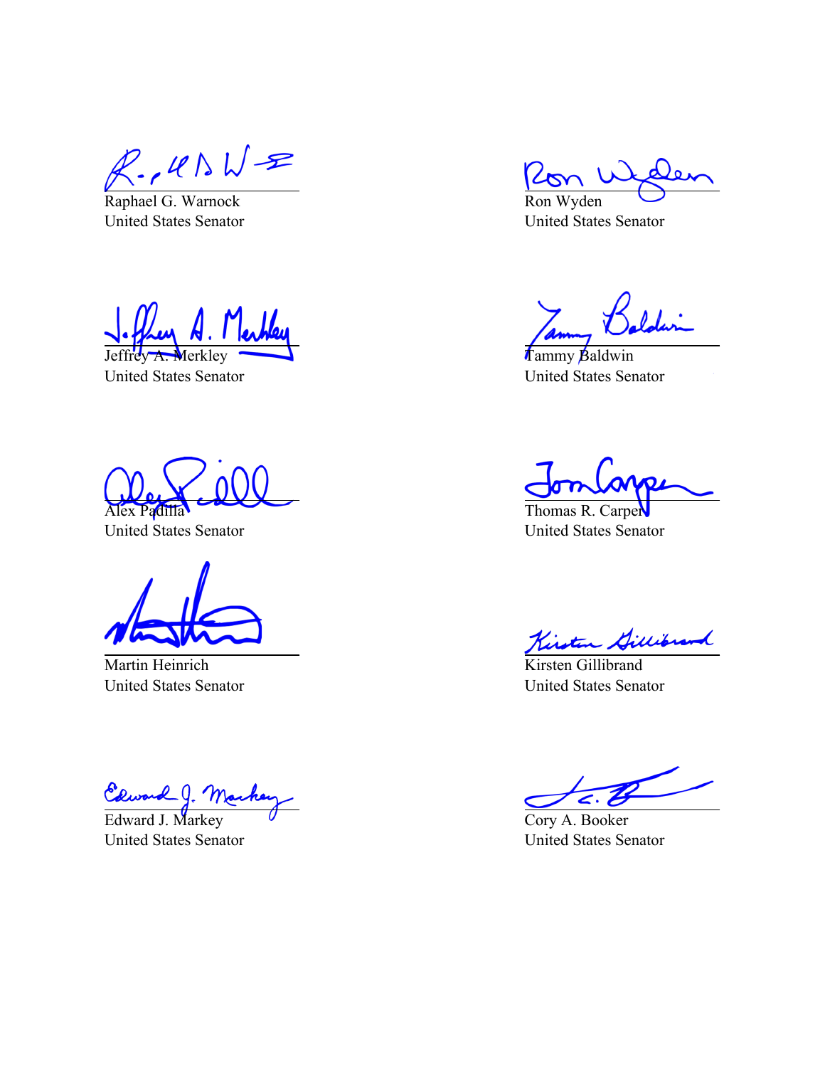Raphael G. Warnock
United States Senator

Ron Wyden
United States Senator

Jeffrey A. Merkley
United States Senator

Tammy Baldwin
United States Senator

Alex Padilla
United States Senator

Thomas R. Carper
United States Senator

Martin Heinrich
United States Senator

Kirsten Gillibrand
United States Senator

Edward J. Markey
United States Senator

Cory A. Booker
United States Senator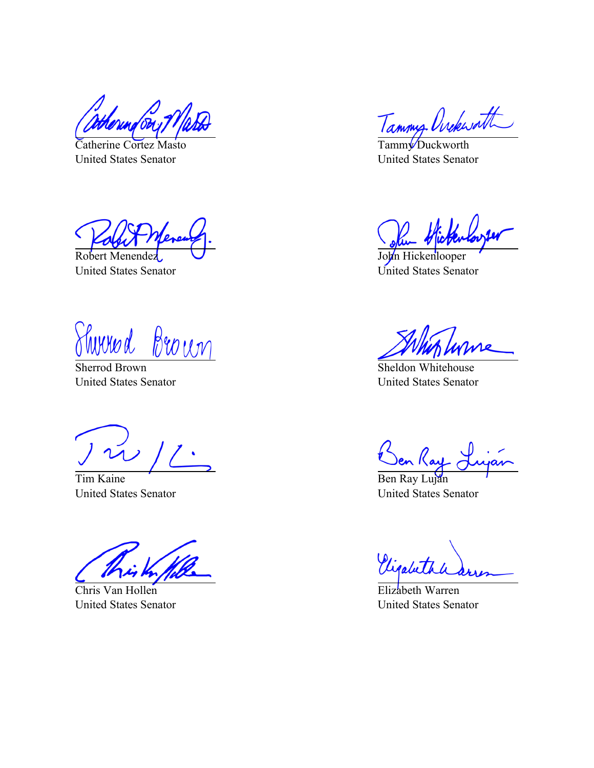Catherine Cortez Masto
United States Senator

Tammy Duckworth
United States Senator

Robert Menendez
United States Senator

John Hickenlooper
United States Senator

Sherrod Brown
United States Senator

Sheldon Whitehouse
United States Senator

Tim Kaine
United States Senator

Ben Ray Luján
United States Senator

Chris Van Hollen
United States Senator

Elizabeth Warren
United States Senator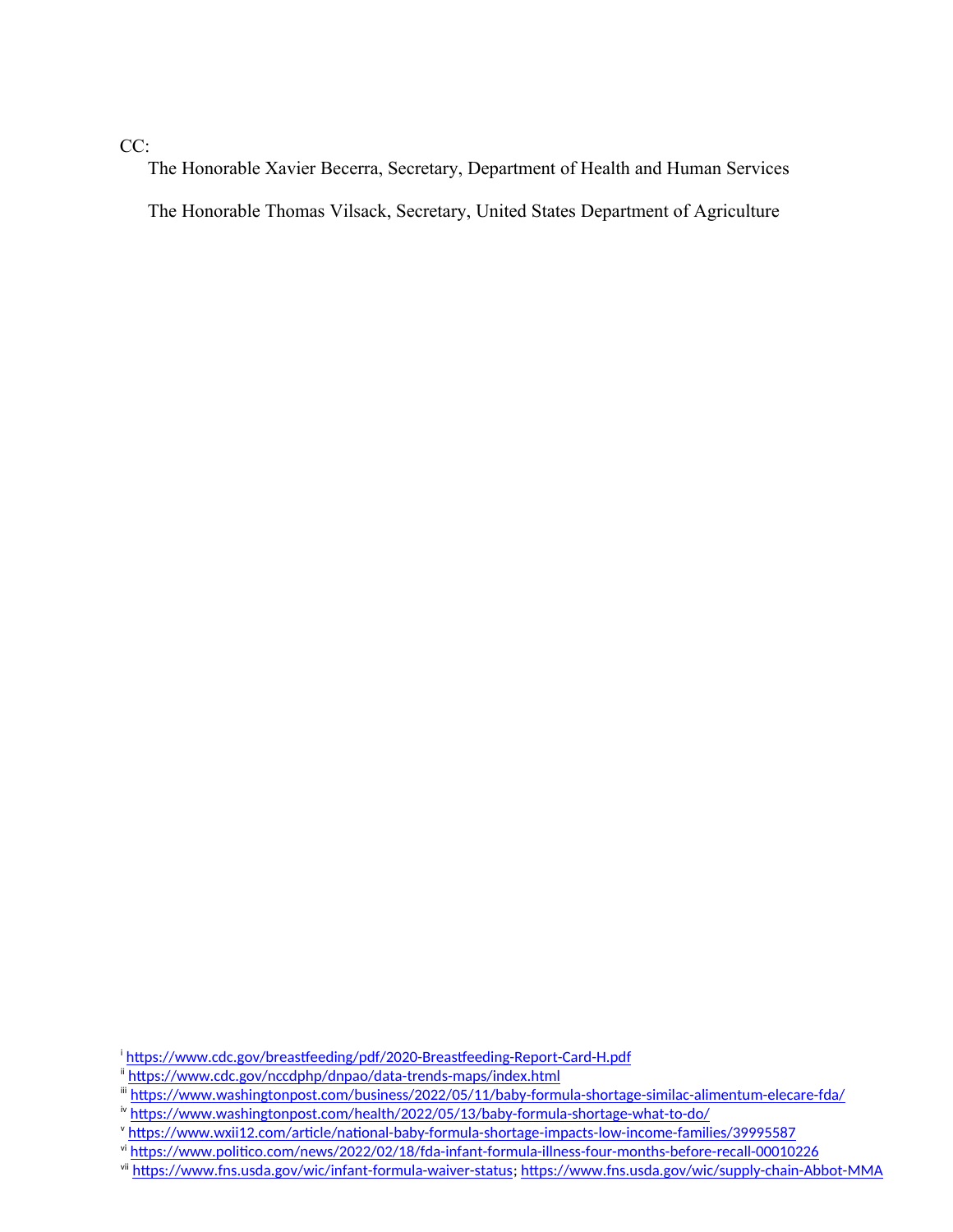CC:

The Honorable Xavier Becerra, Secretary, Department of Health and Human Services

The Honorable Thomas Vilsack, Secretary, United States Department of Agriculture

[i] https://www.cdc.gov/breastfeeding/pdf/2020-Breastfeeding-Report-Card-H.pdf

[ii] https://www.cdc.gov/nccdphp/dnpao/data-trends-maps/index.html

[iii] https://www.washingtonpost.com/business/2022/05/11/baby-formula-shortage-similac-alimentum-elecare-fda/

[iv] https://www.washingtonpost.com/health/2022/05/13/baby-formula-shortage-what-to-do/

[v] https://www.wxii12.com/article/national-baby-formula-shortage-impacts-low-income-families/39995587

[vi] https://www.politico.com/news/2022/02/18/fda-infant-formula-illness-four-months-before-recall-00010226

[vii] https://www.fns.usda.gov/wic/infant-formula-waiver-status; https://www.fns.usda.gov/wic/supply-chain-Abbot-MMA